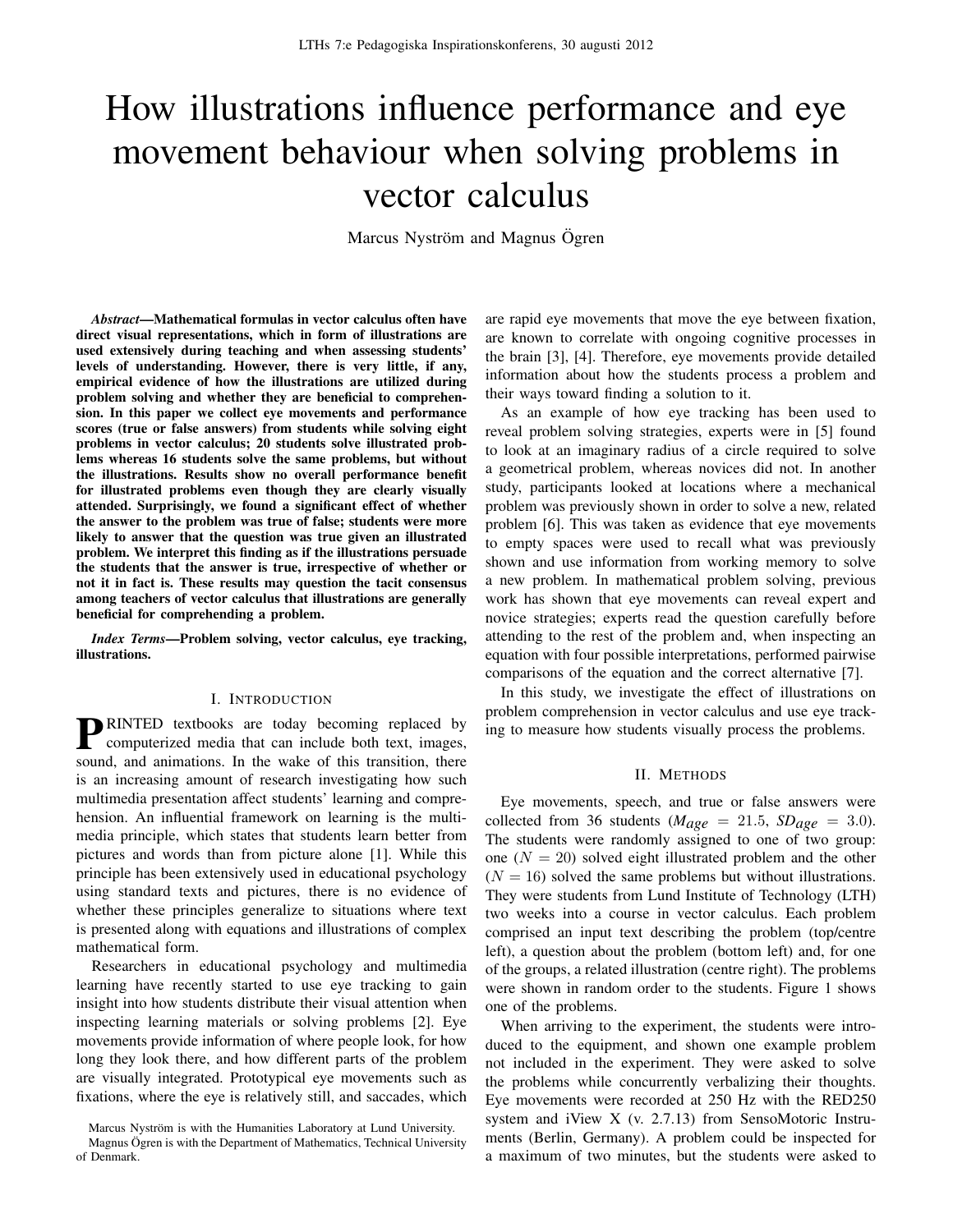# How illustrations influence performance and eye movement behaviour when solving problems in vector calculus

Marcus Nyström and Magnus Ögren

***Abstract*—Mathematical formulas in vector calculus often have direct visual representations, which in form of illustrations are used extensively during teaching and when assessing students' levels of understanding. However, there is very little, if any, empirical evidence of how the illustrations are utilized during problem solving and whether they are beneficial to comprehension. In this paper we collect eye movements and performance scores (true or false answers) from students while solving eight problems in vector calculus; 20 students solve illustrated problems whereas 16 students solve the same problems, but without the illustrations. Results show no overall performance benefit for illustrated problems even though they are clearly visually attended. Surprisingly, we found a significant effect of whether the answer to the problem was true of false; students were more likely to answer that the question was true given an illustrated problem. We interpret this finding as if the illustrations persuade the students that the answer is true, irrespective of whether or not it in fact is. These results may question the tacit consensus among teachers of vector calculus that illustrations are generally beneficial for comprehending a problem.**

***Index Terms*—Problem solving, vector calculus, eye tracking, illustrations.**

## I. Introduction

PRINTED textbooks are today becoming replaced by computerized media that can include both text, images, sound, and animations. In the wake of this transition, there is an increasing amount of research investigating how such multimedia presentation affect students' learning and comprehension. An influential framework on learning is the multimedia principle, which states that students learn better from pictures and words than from picture alone [1]. While this principle has been extensively used in educational psychology using standard texts and pictures, there is no evidence of whether these principles generalize to situations where text is presented along with equations and illustrations of complex mathematical form.

Researchers in educational psychology and multimedia learning have recently started to use eye tracking to gain insight into how students distribute their visual attention when inspecting learning materials or solving problems [2]. Eye movements provide information of where people look, for how long they look there, and how different parts of the problem are visually integrated. Prototypical eye movements such as fixations, where the eye is relatively still, and saccades, which are rapid eye movements that move the eye between fixation, are known to correlate with ongoing cognitive processes in the brain [3], [4]. Therefore, eye movements provide detailed information about how the students process a problem and their ways toward finding a solution to it.

As an example of how eye tracking has been used to reveal problem solving strategies, experts were in [5] found to look at an imaginary radius of a circle required to solve a geometrical problem, whereas novices did not. In another study, participants looked at locations where a mechanical problem was previously shown in order to solve a new, related problem [6]. This was taken as evidence that eye movements to empty spaces were used to recall what was previously shown and use information from working memory to solve a new problem. In mathematical problem solving, previous work has shown that eye movements can reveal expert and novice strategies; experts read the question carefully before attending to the rest of the problem and, when inspecting an equation with four possible interpretations, performed pairwise comparisons of the equation and the correct alternative [7].

In this study, we investigate the effect of illustrations on problem comprehension in vector calculus and use eye tracking to measure how students visually process the problems.

## II. Methods

Eye movements, speech, and true or false answers were collected from 36 students ($M_{age} = 21.5$, $SD_{age} = 3.0$). The students were randomly assigned to one of two group: one ($N = 20$) solved eight illustrated problem and the other ($N = 16$) solved the same problems but without illustrations. They were students from Lund Institute of Technology (LTH) two weeks into a course in vector calculus. Each problem comprised an input text describing the problem (top/centre left), a question about the problem (bottom left) and, for one of the groups, a related illustration (centre right). The problems were shown in random order to the students. Figure 1 shows one of the problems.

When arriving to the experiment, the students were introduced to the equipment, and shown one example problem not included in the experiment. They were asked to solve the problems while concurrently verbalizing their thoughts. Eye movements were recorded at 250 Hz with the RED250 system and iView X (v. 2.7.13) from SensoMotoric Instruments (Berlin, Germany). A problem could be inspected for a maximum of two minutes, but the students were asked to

Marcus Nyström is with the Humanities Laboratory at Lund University.

Magnus Ögren is with the Department of Mathematics, Technical University of Denmark.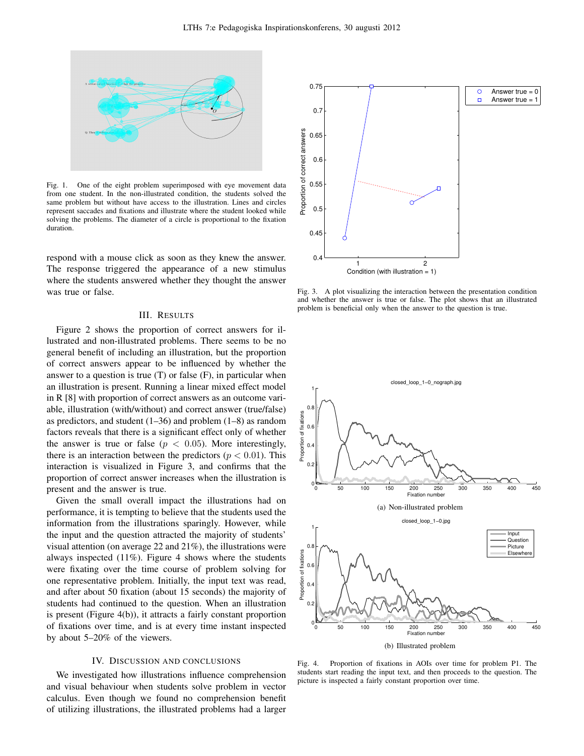Fig. 1. One of the eight problem superimposed with eye movement data from one student. In the non-illustrated condition, the students solved the same problem but without have access to the illustration. Lines and circles represent saccades and fixations and illustrate where the student looked while solving the problems. The diameter of a circle is proportional to the fixation duration.

respond with a mouse click as soon as they knew the answer. The response triggered the appearance of a new stimulus where the students answered whether they thought the answer was true or false.

## III. Results

Figure 2 shows the proportion of correct answers for illustrated and non-illustrated problems. There seems to be no general benefit of including an illustration, but the proportion of correct answers appear to be influenced by whether the answer to a question is true (T) or false (F), in particular when an illustration is present. Running a linear mixed effect model in R [8] with proportion of correct answers as an outcome variable, illustration (with/without) and correct answer (true/false) as predictors, and student (1–36) and problem (1–8) as random factors reveals that there is a significant effect only of whether the answer is true or false ($p < 0.05$). More interestingly, there is an interaction between the predictors ($p < 0.01$). This interaction is visualized in Figure 3, and confirms that the proportion of correct answer increases when the illustration is present and the answer is true.

Given the small overall impact the illustrations had on performance, it is tempting to believe that the students used the information from the illustrations sparingly. However, while the input and the question attracted the majority of students' visual attention (on average 22 and 21%), the illustrations were always inspected (11%). Figure 4 shows where the students were fixating over the time course of problem solving for one representative problem. Initially, the input text was read, and after about 50 fixation (about 15 seconds) the majority of students had continued to the question. When an illustration is present (Figure 4(b)), it attracts a fairly constant proportion of fixations over time, and is at every time instant inspected by about 5–20% of the viewers.

## IV. Discussion and Conclusions

We investigated how illustrations influence comprehension and visual behaviour when students solve problem in vector calculus. Even though we found no comprehension benefit of utilizing illustrations, the illustrated problems had a larger

Fig. 3. A plot visualizing the interaction between the presentation condition and whether the answer is true or false. The plot shows that an illustrated problem is beneficial only when the answer to the question is true.

(a) Non-illustrated problem

(b) Illustrated problem

Fig. 4. Proportion of fixations in AOIs over time for problem P1. The students start reading the input text, and then proceeds to the question. The picture is inspected a fairly constant proportion over time.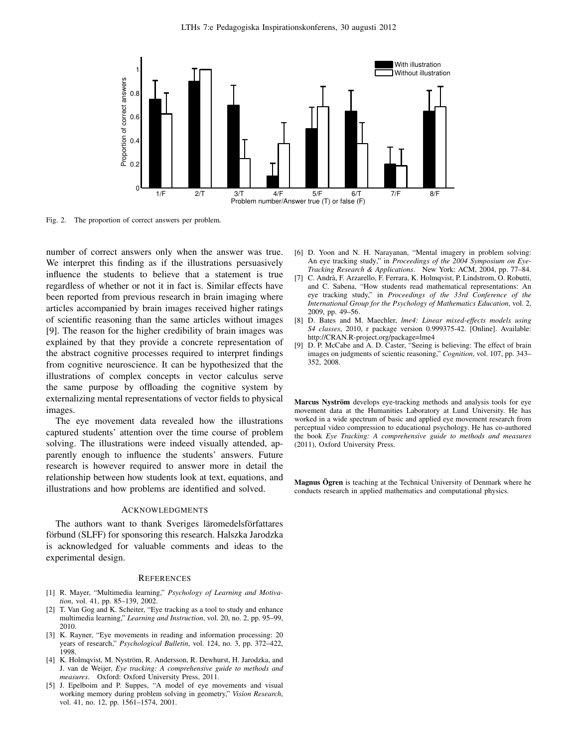With illustration
Without illustration

Proportion of correct answers

0
0.2
0.4
0.6
0.8
1

1/F
2/T
3/T
4/F
5/F
6/T
7/F
8/F

Problem number/Answer true (T) or false (F)

Fig. 2. The proportion of correct answers per problem.

number of correct answers only when the answer was true. We interpret this finding as if the illustrations persuasively influence the students to believe that a statement is true regardless of whether or not it in fact is. Similar effects have been reported from previous research in brain imaging where articles accompanied by brain images received higher ratings of scientific reasoning than the same articles without images [9]. The reason for the higher credibility of brain images was explained by that they provide a concrete representation of the abstract cognitive processes required to interpret findings from cognitive neuroscience. It can be hypothesized that the illustrations of complex concepts in vector calculus serve the same purpose by offloading the cognitive system by externalizing mental representations of vector fields to physical images.

The eye movement data revealed how the illustrations captured students' attention over the time course of problem solving. The illustrations were indeed visually attended, apparently enough to influence the students' answers. Future research is however required to answer more in detail the relationship between how students look at text, equations, and illustrations and how problems are identified and solved.

## Acknowledgments

The authors want to thank Sveriges läromedelsförfattares förbund (SLFF) for sponsoring this research. Halszka Jarodzka is acknowledged for valuable comments and ideas to the experimental design.

## References

[1] R. Mayer, "Multimedia learning," *Psychology of Learning and Motivation*, vol. 41, pp. 85–139, 2002.

[2] T. Van Gog and K. Scheiter, "Eye tracking as a tool to study and enhance multimedia learning," *Learning and Instruction*, vol. 20, no. 2, pp. 95–99, 2010.

[3] K. Rayner, "Eye movements in reading and information processing: 20 years of research," *Psychological Bulletin*, vol. 124, no. 3, pp. 372–422, 1998.

[4] K. Holmqvist, M. Nyström, R. Andersson, R. Dewhurst, H. Jarodzka, and J. van de Weijer, *Eye tracking: A comprehensive guide to methods and measures*. Oxford: Oxford University Press, 2011.

[5] J. Epelboim and P. Suppes, "A model of eye movements and visual working memory during problem solving in geometry," *Vision Research*, vol. 41, no. 12, pp. 1561–1574, 2001.

[6] D. Yoon and N. H. Narayanan, "Mental imagery in problem solving: An eye tracking study," in *Proceedings of the 2004 Symposium on Eye-Tracking Research & Applications*. New York: ACM, 2004, pp. 77–84.

[7] C. Andrà, F. Arzarello, F. Ferrara, K. Holmqvist, P. Lindstrom, O. Robutti, and C. Sabena, "How students read mathematical representations: An eye tracking study," in *Proceedings of the 33rd Conference of the International Group for the Psychology of Mathematics Education*, vol. 2, 2009, pp. 49–56.

[8] D. Bates and M. Maechler, *lme4: Linear mixed-effects models using S4 classes*, 2010, r package version 0.999375-42. [Online]. Available: http://CRAN.R-project.org/package=lme4

[9] D. P. McCabe and A. D. Caster, "Seeing is believing: The effect of brain images on judgments of scientic reasoning," *Cognition*, vol. 107, pp. 343–352, 2008.

**Marcus Nyström** develops eye-tracking methods and analysis tools for eye movement data at the Humanities Laboratory at Lund University. He has worked in a wide spectrum of basic and applied eye movement research from perceptual video compression to educational psychology. He has co-authored the book *Eye Tracking: A comprehensive guide to methods and measures* (2011), Oxford University Press.

**Magnus Ögren** is teaching at the Technical University of Denmark where he conducts research in applied mathematics and computational physics.